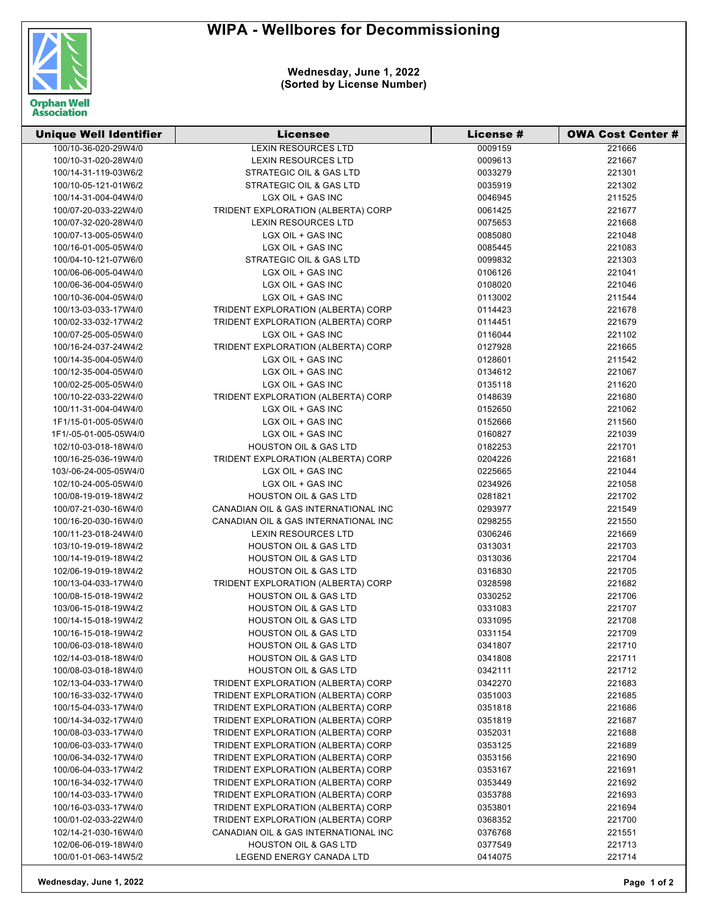# WIPA - Wellbores for Decommissioning

**Wednesday, June 1, 2022**
**(Sorted by License Number)**

| Unique Well Identifier | Licensee | License # | OWA Cost Center # |
|---|---|---|---|
| 100/10-36-020-29W4/0 | LEXIN RESOURCES LTD | 0009159 | 221666 |
| 100/10-31-020-28W4/0 | LEXIN RESOURCES LTD | 0009613 | 221667 |
| 100/14-31-119-03W6/2 | STRATEGIC OIL & GAS LTD | 0033279 | 221301 |
| 100/10-05-121-01W6/2 | STRATEGIC OIL & GAS LTD | 0035919 | 221302 |
| 100/14-31-004-04W4/0 | LGX OIL + GAS INC | 0046945 | 211525 |
| 100/07-20-033-22W4/0 | TRIDENT EXPLORATION (ALBERTA) CORP | 0061425 | 221677 |
| 100/07-32-020-28W4/0 | LEXIN RESOURCES LTD | 0075653 | 221668 |
| 100/07-13-005-05W4/0 | LGX OIL + GAS INC | 0085080 | 221048 |
| 100/16-01-005-05W4/0 | LGX OIL + GAS INC | 0085445 | 221083 |
| 100/04-10-121-07W6/0 | STRATEGIC OIL & GAS LTD | 0099832 | 221303 |
| 100/06-06-005-04W4/0 | LGX OIL + GAS INC | 0106126 | 221041 |
| 100/06-36-004-05W4/0 | LGX OIL + GAS INC | 0108020 | 221046 |
| 100/10-36-004-05W4/0 | LGX OIL + GAS INC | 0113002 | 211544 |
| 100/13-03-033-17W4/0 | TRIDENT EXPLORATION (ALBERTA) CORP | 0114423 | 221678 |
| 100/02-33-032-17W4/2 | TRIDENT EXPLORATION (ALBERTA) CORP | 0114451 | 221679 |
| 100/07-25-005-05W4/0 | LGX OIL + GAS INC | 0116044 | 221102 |
| 100/16-24-037-24W4/2 | TRIDENT EXPLORATION (ALBERTA) CORP | 0127928 | 221665 |
| 100/14-35-004-05W4/0 | LGX OIL + GAS INC | 0128601 | 211542 |
| 100/12-35-004-05W4/0 | LGX OIL + GAS INC | 0134612 | 221067 |
| 100/02-25-005-05W4/0 | LGX OIL + GAS INC | 0135118 | 211620 |
| 100/10-22-033-22W4/0 | TRIDENT EXPLORATION (ALBERTA) CORP | 0148639 | 221680 |
| 100/11-31-004-04W4/0 | LGX OIL + GAS INC | 0152650 | 221062 |
| 1F1/15-01-005-05W4/0 | LGX OIL + GAS INC | 0152666 | 211560 |
| 1F1/-05-01-005-05W4/0 | LGX OIL + GAS INC | 0160827 | 221039 |
| 102/10-03-018-18W4/0 | HOUSTON OIL & GAS LTD | 0182253 | 221701 |
| 100/16-25-036-19W4/0 | TRIDENT EXPLORATION (ALBERTA) CORP | 0204226 | 221681 |
| 103/-06-24-005-05W4/0 | LGX OIL + GAS INC | 0225665 | 221044 |
| 102/10-24-005-05W4/0 | LGX OIL + GAS INC | 0234926 | 221058 |
| 100/08-19-019-18W4/2 | HOUSTON OIL & GAS LTD | 0281821 | 221702 |
| 100/07-21-030-16W4/0 | CANADIAN OIL & GAS INTERNATIONAL INC | 0293977 | 221549 |
| 100/16-20-030-16W4/0 | CANADIAN OIL & GAS INTERNATIONAL INC | 0298255 | 221550 |
| 100/11-23-018-24W4/0 | LEXIN RESOURCES LTD | 0306246 | 221669 |
| 103/10-19-019-18W4/2 | HOUSTON OIL & GAS LTD | 0313031 | 221703 |
| 100/14-19-019-18W4/2 | HOUSTON OIL & GAS LTD | 0313036 | 221704 |
| 102/06-19-019-18W4/2 | HOUSTON OIL & GAS LTD | 0316830 | 221705 |
| 100/13-04-033-17W4/0 | TRIDENT EXPLORATION (ALBERTA) CORP | 0328598 | 221682 |
| 100/08-15-018-19W4/2 | HOUSTON OIL & GAS LTD | 0330252 | 221706 |
| 103/06-15-018-19W4/2 | HOUSTON OIL & GAS LTD | 0331083 | 221707 |
| 100/14-15-018-19W4/2 | HOUSTON OIL & GAS LTD | 0331095 | 221708 |
| 100/16-15-018-19W4/2 | HOUSTON OIL & GAS LTD | 0331154 | 221709 |
| 100/06-03-018-18W4/0 | HOUSTON OIL & GAS LTD | 0341807 | 221710 |
| 102/14-03-018-18W4/0 | HOUSTON OIL & GAS LTD | 0341808 | 221711 |
| 100/08-03-018-18W4/0 | HOUSTON OIL & GAS LTD | 0342111 | 221712 |
| 102/13-04-033-17W4/0 | TRIDENT EXPLORATION (ALBERTA) CORP | 0342270 | 221683 |
| 100/16-33-032-17W4/0 | TRIDENT EXPLORATION (ALBERTA) CORP | 0351003 | 221685 |
| 100/15-04-033-17W4/0 | TRIDENT EXPLORATION (ALBERTA) CORP | 0351818 | 221686 |
| 100/14-34-032-17W4/0 | TRIDENT EXPLORATION (ALBERTA) CORP | 0351819 | 221687 |
| 100/08-03-033-17W4/0 | TRIDENT EXPLORATION (ALBERTA) CORP | 0352031 | 221688 |
| 100/06-03-033-17W4/0 | TRIDENT EXPLORATION (ALBERTA) CORP | 0353125 | 221689 |
| 100/06-34-032-17W4/0 | TRIDENT EXPLORATION (ALBERTA) CORP | 0353156 | 221690 |
| 100/06-04-033-17W4/2 | TRIDENT EXPLORATION (ALBERTA) CORP | 0353167 | 221691 |
| 100/16-34-032-17W4/0 | TRIDENT EXPLORATION (ALBERTA) CORP | 0353449 | 221692 |
| 100/14-03-033-17W4/0 | TRIDENT EXPLORATION (ALBERTA) CORP | 0353788 | 221693 |
| 100/16-03-033-17W4/0 | TRIDENT EXPLORATION (ALBERTA) CORP | 0353801 | 221694 |
| 100/01-02-033-22W4/0 | TRIDENT EXPLORATION (ALBERTA) CORP | 0368352 | 221700 |
| 102/14-21-030-16W4/0 | CANADIAN OIL & GAS INTERNATIONAL INC | 0376768 | 221551 |
| 102/06-06-019-18W4/0 | HOUSTON OIL & GAS LTD | 0377549 | 221713 |
| 100/01-01-063-14W5/2 | LEGEND ENERGY CANADA LTD | 0414075 | 221714 |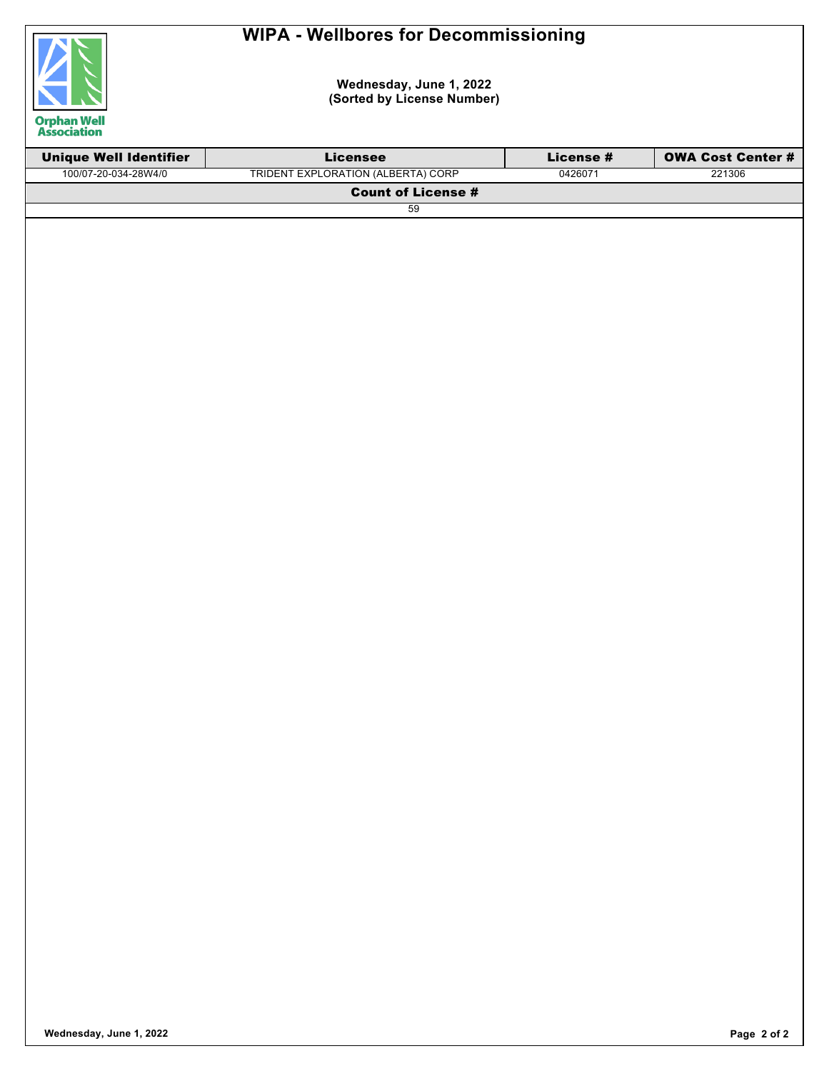# WIPA - Wellbores for Decommissioning

**Wednesday, June 1, 2022**
**(Sorted by License Number)**

| Unique Well Identifier | Licensee | License # | OWA Cost Center # |
|---|---|---|---|
| 100/07-20-034-28W4/0 | TRIDENT EXPLORATION (ALBERTA) CORP | 0426071 | 221306 |

| Count of License # |
|---|
| 59 |